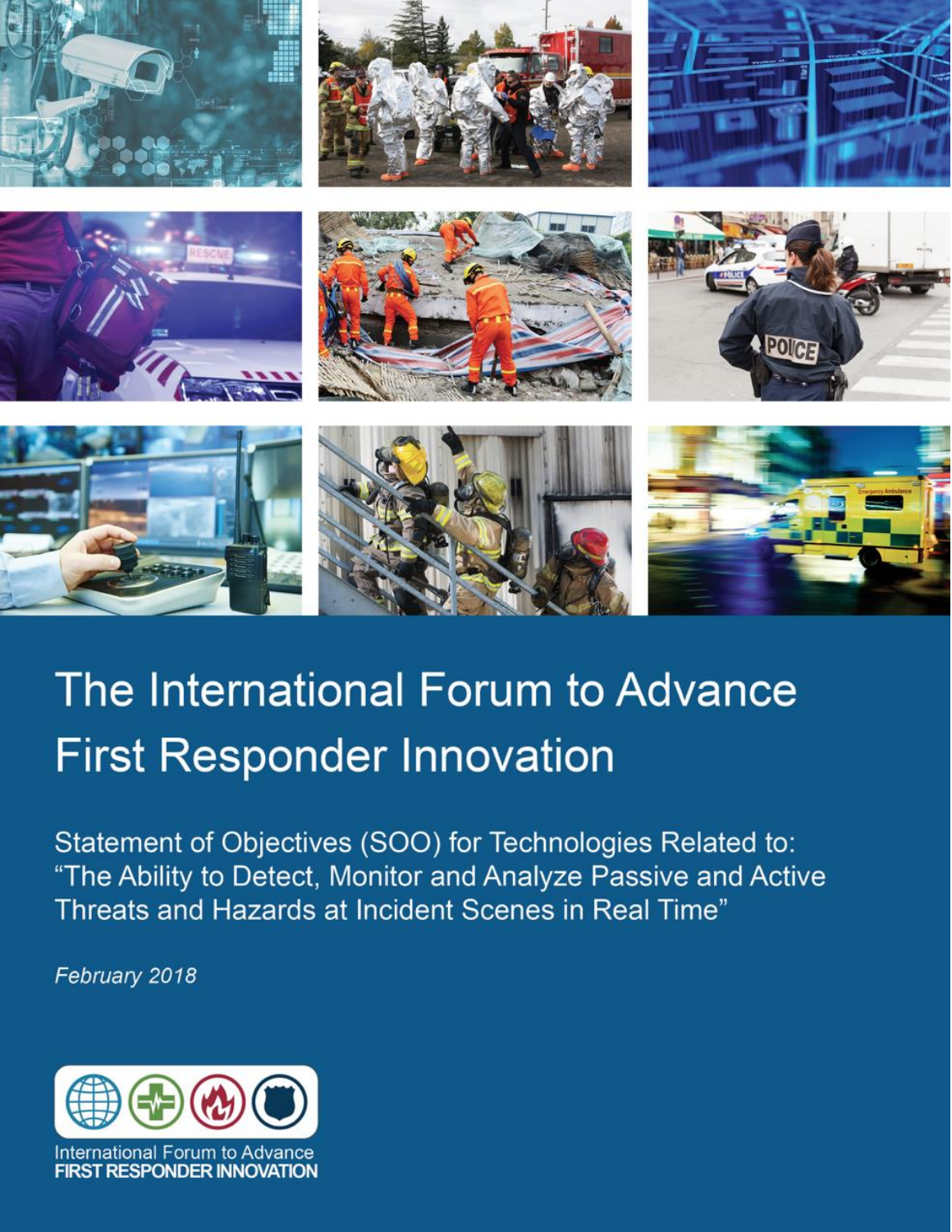# The International Forum to Advance First Responder Innovation

Statement of Objectives (SOO) for Technologies Related to: "The Ability to Detect, Monitor and Analyze Passive and Active Threats and Hazards at Incident Scenes in Real Time"

*February 2018*

International Forum to Advance
**FIRST RESPONDER INNOVATION**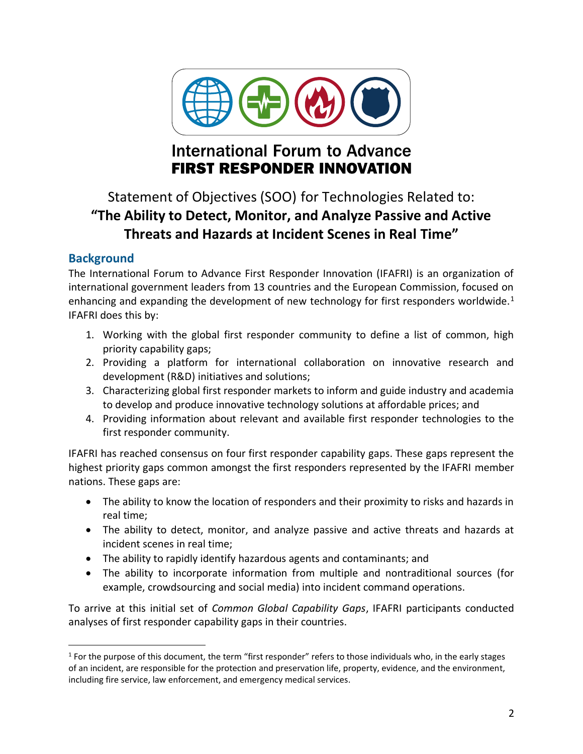International Forum to Advance
**FIRST RESPONDER INNOVATION**

# Statement of Objectives (SOO) for Technologies Related to: **"The Ability to Detect, Monitor, and Analyze Passive and Active Threats and Hazards at Incident Scenes in Real Time"**

## Background

The International Forum to Advance First Responder Innovation (IFAFRI) is an organization of international government leaders from 13 countries and the European Commission, focused on enhancing and expanding the development of new technology for first responders worldwide.[1] IFAFRI does this by:

1. Working with the global first responder community to define a list of common, high priority capability gaps;
2. Providing a platform for international collaboration on innovative research and development (R&D) initiatives and solutions;
3. Characterizing global first responder markets to inform and guide industry and academia to develop and produce innovative technology solutions at affordable prices; and
4. Providing information about relevant and available first responder technologies to the first responder community.

IFAFRI has reached consensus on four first responder capability gaps. These gaps represent the highest priority gaps common amongst the first responders represented by the IFAFRI member nations. These gaps are:

- The ability to know the location of responders and their proximity to risks and hazards in real time;
- The ability to detect, monitor, and analyze passive and active threats and hazards at incident scenes in real time;
- The ability to rapidly identify hazardous agents and contaminants; and
- The ability to incorporate information from multiple and nontraditional sources (for example, crowdsourcing and social media) into incident command operations.

To arrive at this initial set of *Common Global Capability Gaps*, IFAFRI participants conducted analyses of first responder capability gaps in their countries.

[1] For the purpose of this document, the term "first responder" refers to those individuals who, in the early stages of an incident, are responsible for the protection and preservation life, property, evidence, and the environment, including fire service, law enforcement, and emergency medical services.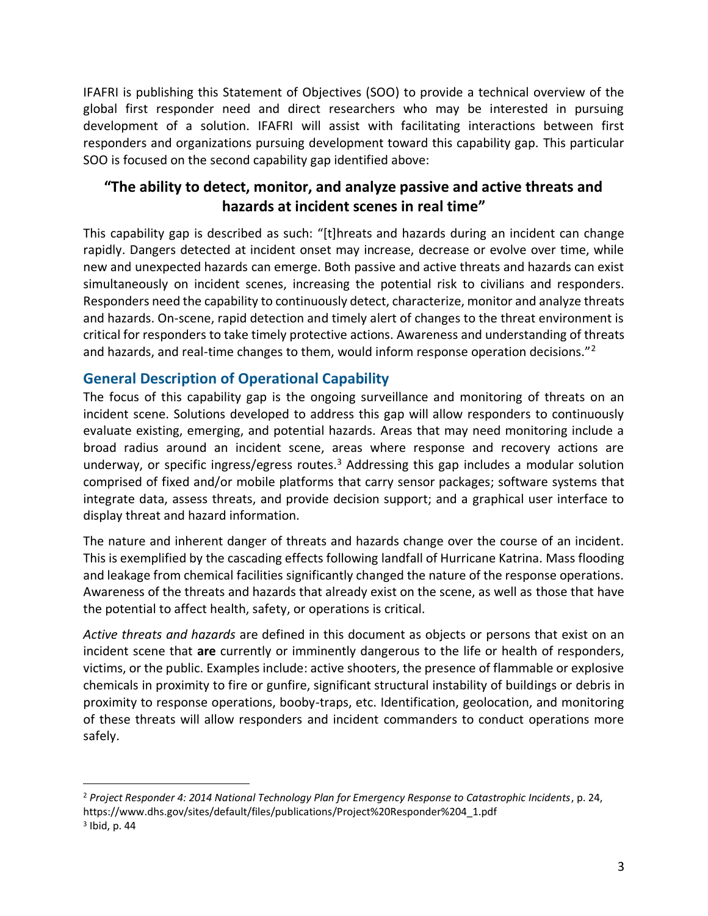IFAFRI is publishing this Statement of Objectives (SOO) to provide a technical overview of the global first responder need and direct researchers who may be interested in pursuing development of a solution. IFAFRI will assist with facilitating interactions between first responders and organizations pursuing development toward this capability gap. This particular SOO is focused on the second capability gap identified above:

### "The ability to detect, monitor, and analyze passive and active threats and hazards at incident scenes in real time"

This capability gap is described as such: "[t]hreats and hazards during an incident can change rapidly. Dangers detected at incident onset may increase, decrease or evolve over time, while new and unexpected hazards can emerge. Both passive and active threats and hazards can exist simultaneously on incident scenes, increasing the potential risk to civilians and responders. Responders need the capability to continuously detect, characterize, monitor and analyze threats and hazards. On-scene, rapid detection and timely alert of changes to the threat environment is critical for responders to take timely protective actions. Awareness and understanding of threats and hazards, and real-time changes to them, would inform response operation decisions."[2]

## General Description of Operational Capability

The focus of this capability gap is the ongoing surveillance and monitoring of threats on an incident scene. Solutions developed to address this gap will allow responders to continuously evaluate existing, emerging, and potential hazards. Areas that may need monitoring include a broad radius around an incident scene, areas where response and recovery actions are underway, or specific ingress/egress routes.[3] Addressing this gap includes a modular solution comprised of fixed and/or mobile platforms that carry sensor packages; software systems that integrate data, assess threats, and provide decision support; and a graphical user interface to display threat and hazard information.

The nature and inherent danger of threats and hazards change over the course of an incident. This is exemplified by the cascading effects following landfall of Hurricane Katrina. Mass flooding and leakage from chemical facilities significantly changed the nature of the response operations. Awareness of the threats and hazards that already exist on the scene, as well as those that have the potential to affect health, safety, or operations is critical.

*Active threats and hazards* are defined in this document as objects or persons that exist on an incident scene that **are** currently or imminently dangerous to the life or health of responders, victims, or the public. Examples include: active shooters, the presence of flammable or explosive chemicals in proximity to fire or gunfire, significant structural instability of buildings or debris in proximity to response operations, booby-traps, etc. Identification, geolocation, and monitoring of these threats will allow responders and incident commanders to conduct operations more safely.

---

[2] *Project Responder 4: 2014 National Technology Plan for Emergency Response to Catastrophic Incidents*, p. 24, https://www.dhs.gov/sites/default/files/publications/Project%20Responder%204_1.pdf

[3] Ibid, p. 44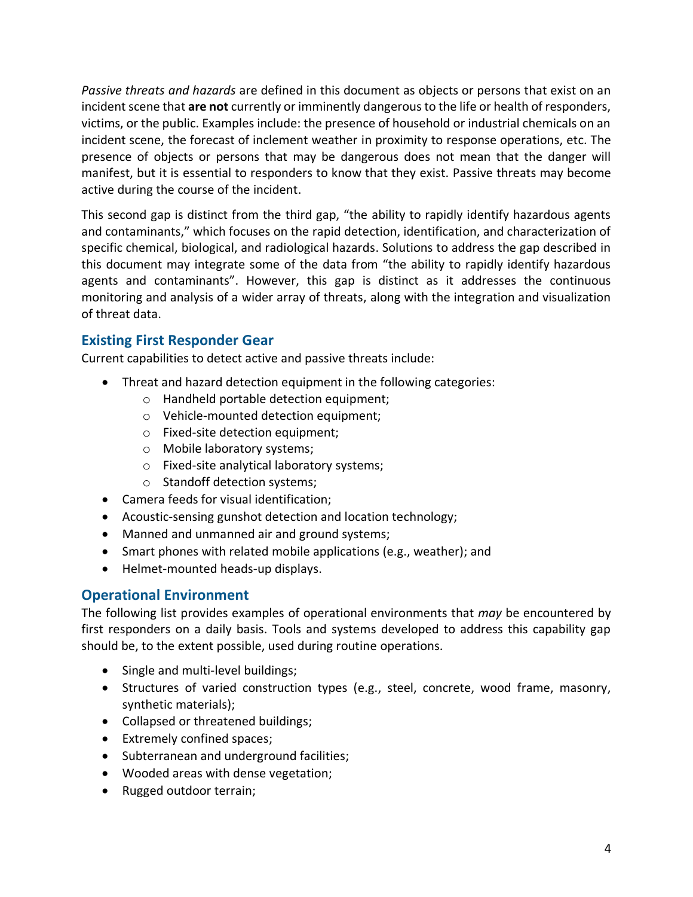*Passive threats and hazards* are defined in this document as objects or persons that exist on an incident scene that **are not** currently or imminently dangerous to the life or health of responders, victims, or the public. Examples include: the presence of household or industrial chemicals on an incident scene, the forecast of inclement weather in proximity to response operations, etc. The presence of objects or persons that may be dangerous does not mean that the danger will manifest, but it is essential to responders to know that they exist. Passive threats may become active during the course of the incident.

This second gap is distinct from the third gap, "the ability to rapidly identify hazardous agents and contaminants," which focuses on the rapid detection, identification, and characterization of specific chemical, biological, and radiological hazards. Solutions to address the gap described in this document may integrate some of the data from "the ability to rapidly identify hazardous agents and contaminants". However, this gap is distinct as it addresses the continuous monitoring and analysis of a wider array of threats, along with the integration and visualization of threat data.

## Existing First Responder Gear

Current capabilities to detect active and passive threats include:

- Threat and hazard detection equipment in the following categories:
  - Handheld portable detection equipment;
  - Vehicle-mounted detection equipment;
  - Fixed-site detection equipment;
  - Mobile laboratory systems;
  - Fixed-site analytical laboratory systems;
  - Standoff detection systems;
- Camera feeds for visual identification;
- Acoustic-sensing gunshot detection and location technology;
- Manned and unmanned air and ground systems;
- Smart phones with related mobile applications (e.g., weather); and
- Helmet-mounted heads-up displays.

## Operational Environment

The following list provides examples of operational environments that *may* be encountered by first responders on a daily basis. Tools and systems developed to address this capability gap should be, to the extent possible, used during routine operations.

- Single and multi-level buildings;
- Structures of varied construction types (e.g., steel, concrete, wood frame, masonry, synthetic materials);
- Collapsed or threatened buildings;
- Extremely confined spaces;
- Subterranean and underground facilities;
- Wooded areas with dense vegetation;
- Rugged outdoor terrain;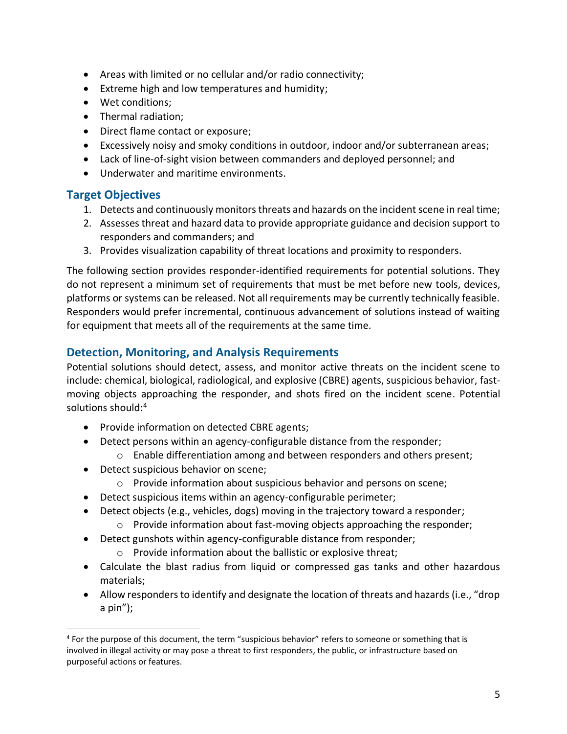- Areas with limited or no cellular and/or radio connectivity;
- Extreme high and low temperatures and humidity;
- Wet conditions;
- Thermal radiation;
- Direct flame contact or exposure;
- Excessively noisy and smoky conditions in outdoor, indoor and/or subterranean areas;
- Lack of line-of-sight vision between commanders and deployed personnel; and
- Underwater and maritime environments.

## Target Objectives

1. Detects and continuously monitors threats and hazards on the incident scene in real time;
2. Assesses threat and hazard data to provide appropriate guidance and decision support to responders and commanders; and
3. Provides visualization capability of threat locations and proximity to responders.

The following section provides responder-identified requirements for potential solutions. They do not represent a minimum set of requirements that must be met before new tools, devices, platforms or systems can be released. Not all requirements may be currently technically feasible. Responders would prefer incremental, continuous advancement of solutions instead of waiting for equipment that meets all of the requirements at the same time.

## Detection, Monitoring, and Analysis Requirements

Potential solutions should detect, assess, and monitor active threats on the incident scene to include: chemical, biological, radiological, and explosive (CBRE) agents, suspicious behavior, fast-moving objects approaching the responder, and shots fired on the incident scene. Potential solutions should:[4]

- Provide information on detected CBRE agents;
- Detect persons within an agency-configurable distance from the responder;
  - Enable differentiation among and between responders and others present;
- Detect suspicious behavior on scene;
  - Provide information about suspicious behavior and persons on scene;
- Detect suspicious items within an agency-configurable perimeter;
- Detect objects (e.g., vehicles, dogs) moving in the trajectory toward a responder;
  - Provide information about fast-moving objects approaching the responder;
- Detect gunshots within agency-configurable distance from responder;
  - Provide information about the ballistic or explosive threat;
- Calculate the blast radius from liquid or compressed gas tanks and other hazardous materials;
- Allow responders to identify and designate the location of threats and hazards (i.e., "drop a pin");

[4] For the purpose of this document, the term "suspicious behavior" refers to someone or something that is involved in illegal activity or may pose a threat to first responders, the public, or infrastructure based on purposeful actions or features.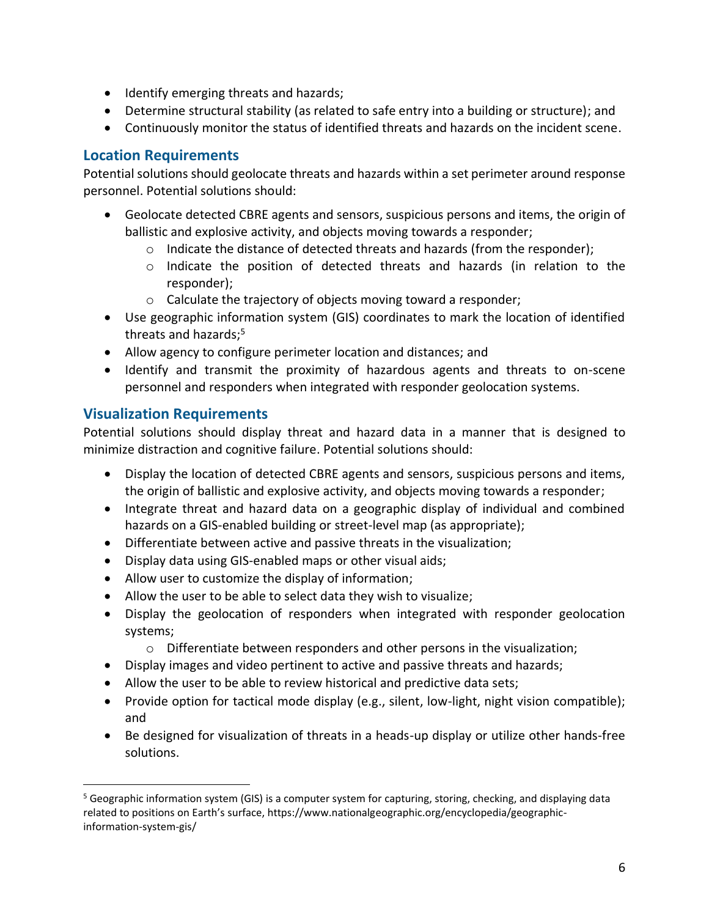- Identify emerging threats and hazards;
- Determine structural stability (as related to safe entry into a building or structure); and
- Continuously monitor the status of identified threats and hazards on the incident scene.

## Location Requirements

Potential solutions should geolocate threats and hazards within a set perimeter around response personnel. Potential solutions should:

- Geolocate detected CBRE agents and sensors, suspicious persons and items, the origin of ballistic and explosive activity, and objects moving towards a responder;
  - Indicate the distance of detected threats and hazards (from the responder);
  - Indicate the position of detected threats and hazards (in relation to the responder);
  - Calculate the trajectory of objects moving toward a responder;
- Use geographic information system (GIS) coordinates to mark the location of identified threats and hazards;[5]
- Allow agency to configure perimeter location and distances; and
- Identify and transmit the proximity of hazardous agents and threats to on-scene personnel and responders when integrated with responder geolocation systems.

## Visualization Requirements

Potential solutions should display threat and hazard data in a manner that is designed to minimize distraction and cognitive failure. Potential solutions should:

- Display the location of detected CBRE agents and sensors, suspicious persons and items, the origin of ballistic and explosive activity, and objects moving towards a responder;
- Integrate threat and hazard data on a geographic display of individual and combined hazards on a GIS-enabled building or street-level map (as appropriate);
- Differentiate between active and passive threats in the visualization;
- Display data using GIS-enabled maps or other visual aids;
- Allow user to customize the display of information;
- Allow the user to be able to select data they wish to visualize;
- Display the geolocation of responders when integrated with responder geolocation systems;
  - Differentiate between responders and other persons in the visualization;
- Display images and video pertinent to active and passive threats and hazards;
- Allow the user to be able to review historical and predictive data sets;
- Provide option for tactical mode display (e.g., silent, low-light, night vision compatible); and
- Be designed for visualization of threats in a heads-up display or utilize other hands-free solutions.

---

[5] Geographic information system (GIS) is a computer system for capturing, storing, checking, and displaying data related to positions on Earth's surface, https://www.nationalgeographic.org/encyclopedia/geographic-information-system-gis/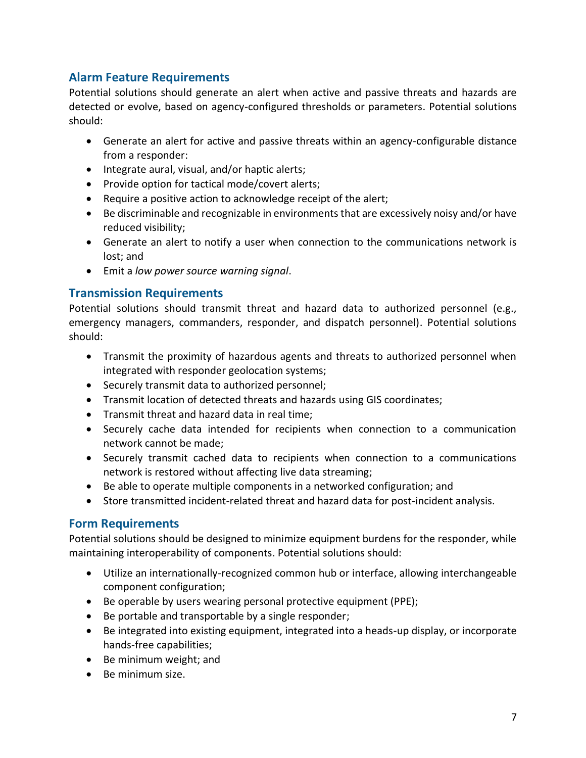## Alarm Feature Requirements

Potential solutions should generate an alert when active and passive threats and hazards are detected or evolve, based on agency-configured thresholds or parameters. Potential solutions should:

- Generate an alert for active and passive threats within an agency-configurable distance from a responder:
- Integrate aural, visual, and/or haptic alerts;
- Provide option for tactical mode/covert alerts;
- Require a positive action to acknowledge receipt of the alert;
- Be discriminable and recognizable in environments that are excessively noisy and/or have reduced visibility;
- Generate an alert to notify a user when connection to the communications network is lost; and
- Emit a *low power source warning signal*.

## Transmission Requirements

Potential solutions should transmit threat and hazard data to authorized personnel (e.g., emergency managers, commanders, responder, and dispatch personnel). Potential solutions should:

- Transmit the proximity of hazardous agents and threats to authorized personnel when integrated with responder geolocation systems;
- Securely transmit data to authorized personnel;
- Transmit location of detected threats and hazards using GIS coordinates;
- Transmit threat and hazard data in real time;
- Securely cache data intended for recipients when connection to a communication network cannot be made;
- Securely transmit cached data to recipients when connection to a communications network is restored without affecting live data streaming;
- Be able to operate multiple components in a networked configuration; and
- Store transmitted incident-related threat and hazard data for post-incident analysis.

## Form Requirements

Potential solutions should be designed to minimize equipment burdens for the responder, while maintaining interoperability of components. Potential solutions should:

- Utilize an internationally-recognized common hub or interface, allowing interchangeable component configuration;
- Be operable by users wearing personal protective equipment (PPE);
- Be portable and transportable by a single responder;
- Be integrated into existing equipment, integrated into a heads-up display, or incorporate hands-free capabilities;
- Be minimum weight; and
- Be minimum size.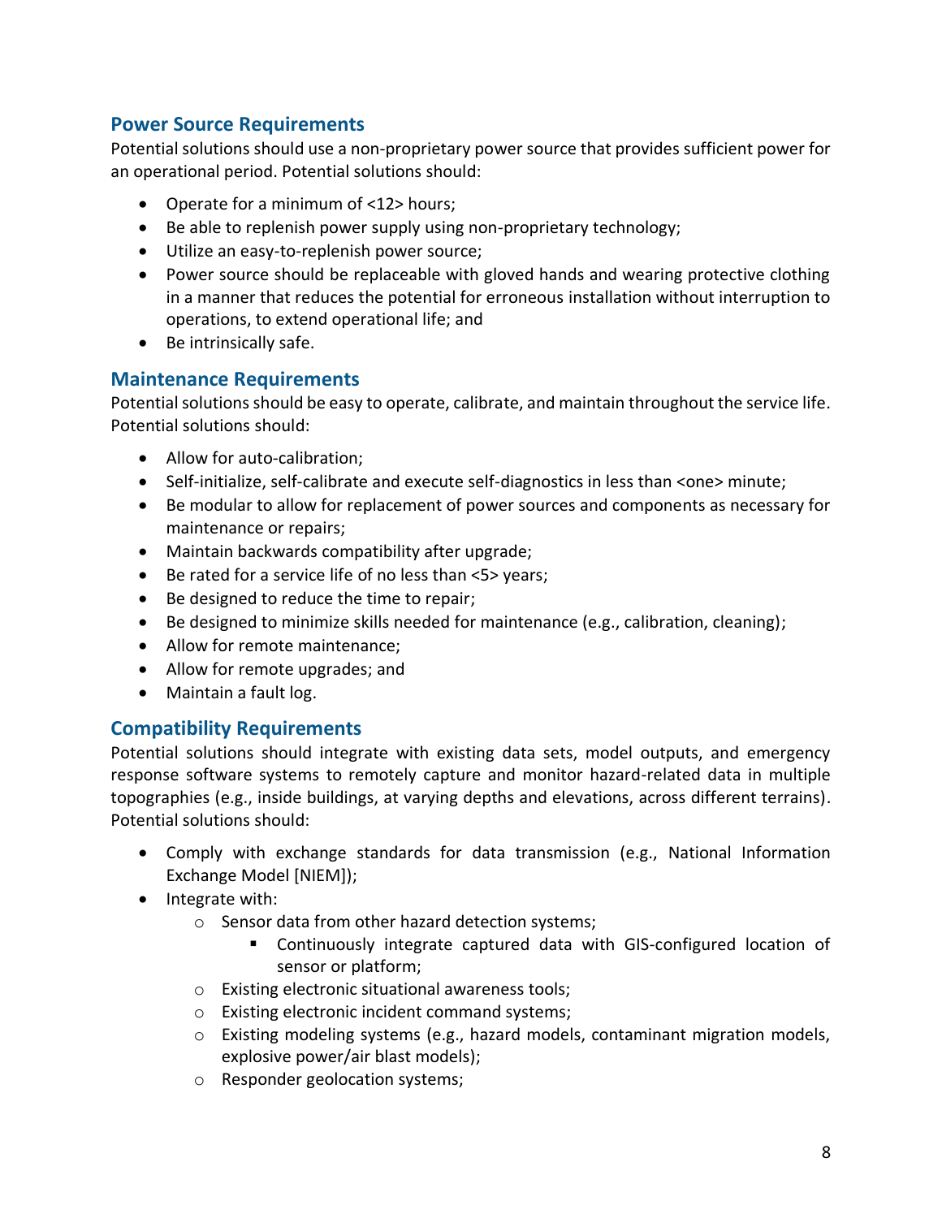## Power Source Requirements

Potential solutions should use a non-proprietary power source that provides sufficient power for an operational period. Potential solutions should:

- Operate for a minimum of <12> hours;
- Be able to replenish power supply using non-proprietary technology;
- Utilize an easy-to-replenish power source;
- Power source should be replaceable with gloved hands and wearing protective clothing in a manner that reduces the potential for erroneous installation without interruption to operations, to extend operational life; and
- Be intrinsically safe.

## Maintenance Requirements

Potential solutions should be easy to operate, calibrate, and maintain throughout the service life. Potential solutions should:

- Allow for auto-calibration;
- Self-initialize, self-calibrate and execute self-diagnostics in less than <one> minute;
- Be modular to allow for replacement of power sources and components as necessary for maintenance or repairs;
- Maintain backwards compatibility after upgrade;
- Be rated for a service life of no less than <5> years;
- Be designed to reduce the time to repair;
- Be designed to minimize skills needed for maintenance (e.g., calibration, cleaning);
- Allow for remote maintenance;
- Allow for remote upgrades; and
- Maintain a fault log.

## Compatibility Requirements

Potential solutions should integrate with existing data sets, model outputs, and emergency response software systems to remotely capture and monitor hazard-related data in multiple topographies (e.g., inside buildings, at varying depths and elevations, across different terrains). Potential solutions should:

- Comply with exchange standards for data transmission (e.g., National Information Exchange Model [NIEM]);
- Integrate with:
  - Sensor data from other hazard detection systems;
    - Continuously integrate captured data with GIS-configured location of sensor or platform;
  - Existing electronic situational awareness tools;
  - Existing electronic incident command systems;
  - Existing modeling systems (e.g., hazard models, contaminant migration models, explosive power/air blast models);
  - Responder geolocation systems;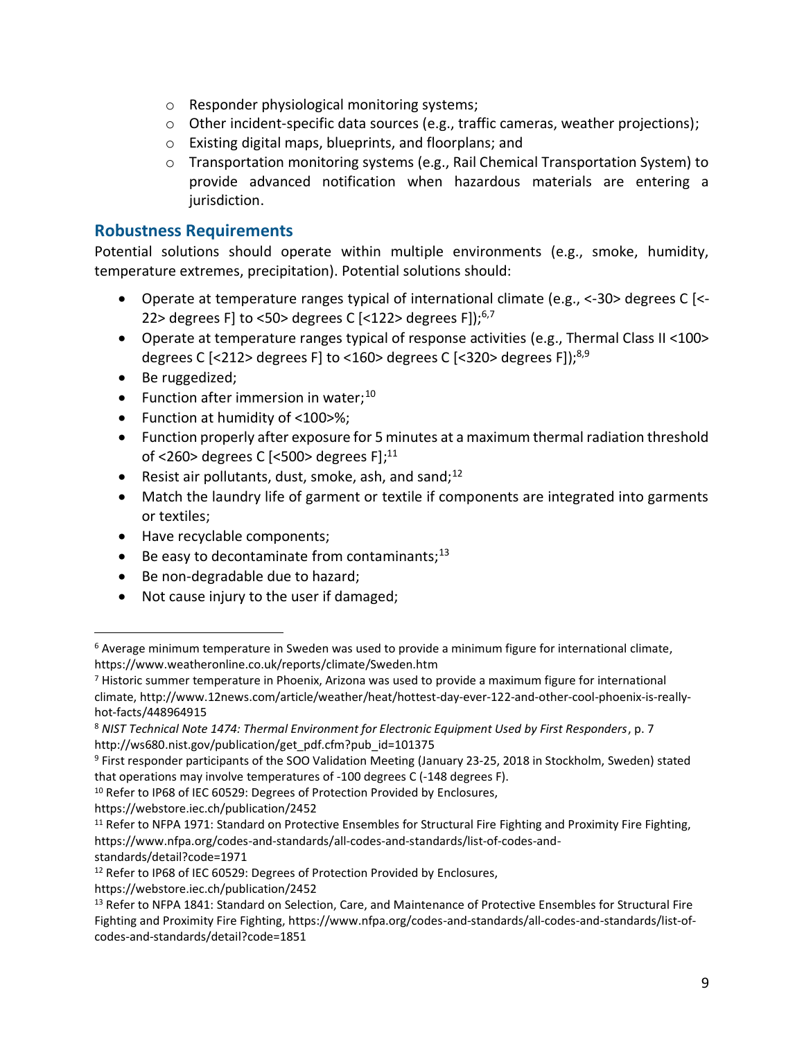- Responder physiological monitoring systems;
  - Other incident-specific data sources (e.g., traffic cameras, weather projections);
  - Existing digital maps, blueprints, and floorplans; and
  - Transportation monitoring systems (e.g., Rail Chemical Transportation System) to provide advanced notification when hazardous materials are entering a jurisdiction.

## Robustness Requirements

Potential solutions should operate within multiple environments (e.g., smoke, humidity, temperature extremes, precipitation). Potential solutions should:

- Operate at temperature ranges typical of international climate (e.g., <-30> degrees C [<-22> degrees F] to <50> degrees C [<122> degrees F]);[6,7]
- Operate at temperature ranges typical of response activities (e.g., Thermal Class II <100> degrees C [<212> degrees F] to <160> degrees C [<320> degrees F]);[8,9]
- Be ruggedized;
- Function after immersion in water;[10]
- Function at humidity of <100>%;
- Function properly after exposure for 5 minutes at a maximum thermal radiation threshold of <260> degrees C [<500> degrees F];[11]
- Resist air pollutants, dust, smoke, ash, and sand;[12]
- Match the laundry life of garment or textile if components are integrated into garments or textiles;
- Have recyclable components;
- Be easy to decontaminate from contaminants;[13]
- Be non-degradable due to hazard;
- Not cause injury to the user if damaged;

---

[6] Average minimum temperature in Sweden was used to provide a minimum figure for international climate, https://www.weatheronline.co.uk/reports/climate/Sweden.htm

[7] Historic summer temperature in Phoenix, Arizona was used to provide a maximum figure for international climate, http://www.12news.com/article/weather/heat/hottest-day-ever-122-and-other-cool-phoenix-is-really-hot-facts/448964915

[8] *NIST Technical Note 1474: Thermal Environment for Electronic Equipment Used by First Responders*, p. 7 http://ws680.nist.gov/publication/get_pdf.cfm?pub_id=101375

[9] First responder participants of the SOO Validation Meeting (January 23-25, 2018 in Stockholm, Sweden) stated that operations may involve temperatures of -100 degrees C (-148 degrees F).

[10] Refer to IP68 of IEC 60529: Degrees of Protection Provided by Enclosures, https://webstore.iec.ch/publication/2452

[11] Refer to NFPA 1971: Standard on Protective Ensembles for Structural Fire Fighting and Proximity Fire Fighting, https://www.nfpa.org/codes-and-standards/all-codes-and-standards/list-of-codes-and-standards/detail?code=1971

[12] Refer to IP68 of IEC 60529: Degrees of Protection Provided by Enclosures, https://webstore.iec.ch/publication/2452

[13] Refer to NFPA 1841: Standard on Selection, Care, and Maintenance of Protective Ensembles for Structural Fire Fighting and Proximity Fire Fighting, https://www.nfpa.org/codes-and-standards/all-codes-and-standards/list-of-codes-and-standards/detail?code=1851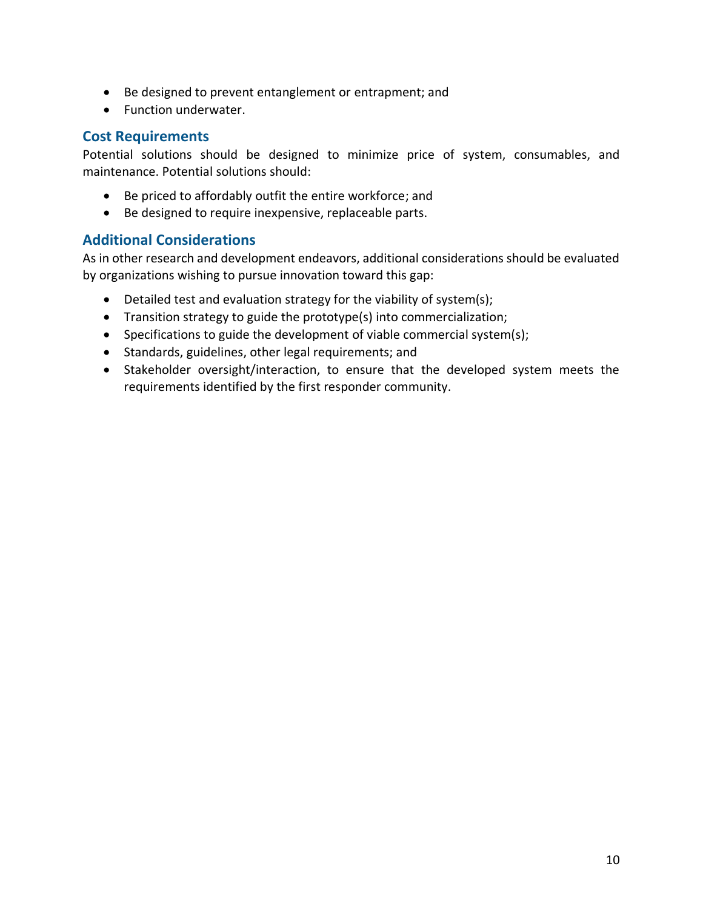- Be designed to prevent entanglement or entrapment; and
- Function underwater.

## Cost Requirements

Potential solutions should be designed to minimize price of system, consumables, and maintenance. Potential solutions should:

- Be priced to affordably outfit the entire workforce; and
- Be designed to require inexpensive, replaceable parts.

## Additional Considerations

As in other research and development endeavors, additional considerations should be evaluated by organizations wishing to pursue innovation toward this gap:

- Detailed test and evaluation strategy for the viability of system(s);
- Transition strategy to guide the prototype(s) into commercialization;
- Specifications to guide the development of viable commercial system(s);
- Standards, guidelines, other legal requirements; and
- Stakeholder oversight/interaction, to ensure that the developed system meets the requirements identified by the first responder community.